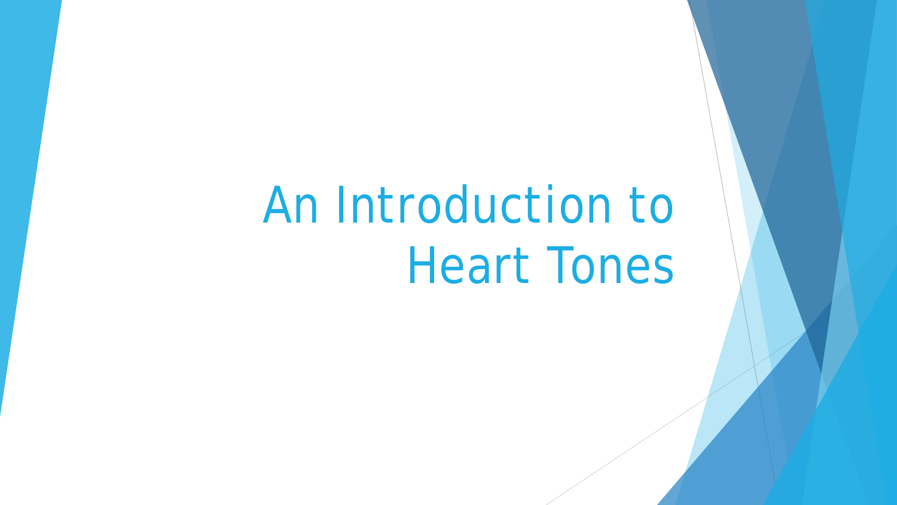# An Introduction to Heart Tones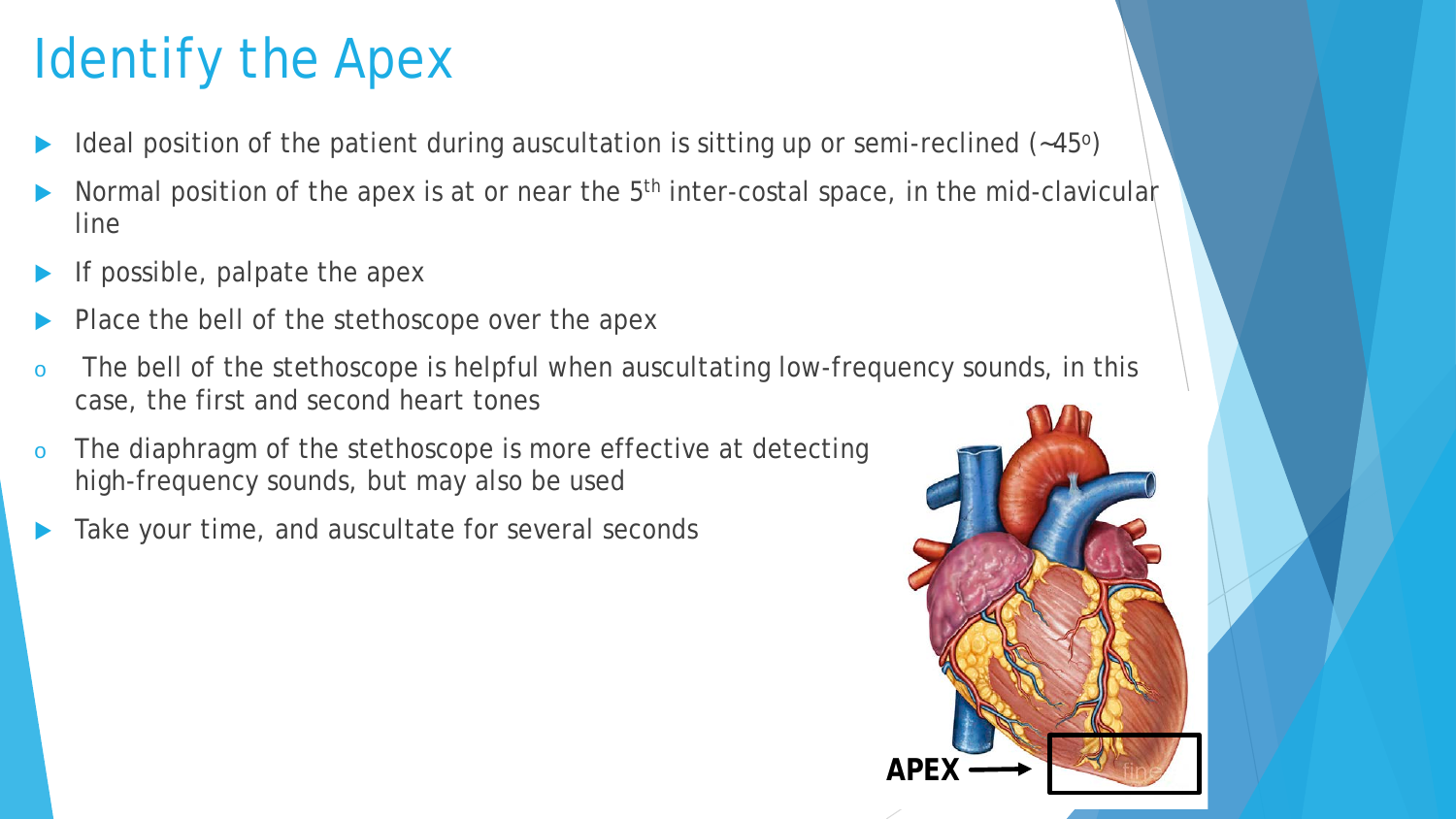# Identify the Apex

- Ideal position of the patient during auscultation is sitting up or semi-reclined (~45°)
- Normal position of the apex is at or near the 5th inter-costal space, in the mid-clavicular line
- If possible, palpate the apex
- Place the bell of the stethoscope over the apex
  - The bell of the stethoscope is helpful when auscultating low-frequency sounds, in this case, the first and second heart tones
  - The diaphragm of the stethoscope is more effective at detecting high-frequency sounds, but may also be used
- Take your time, and auscultate for several seconds

APEX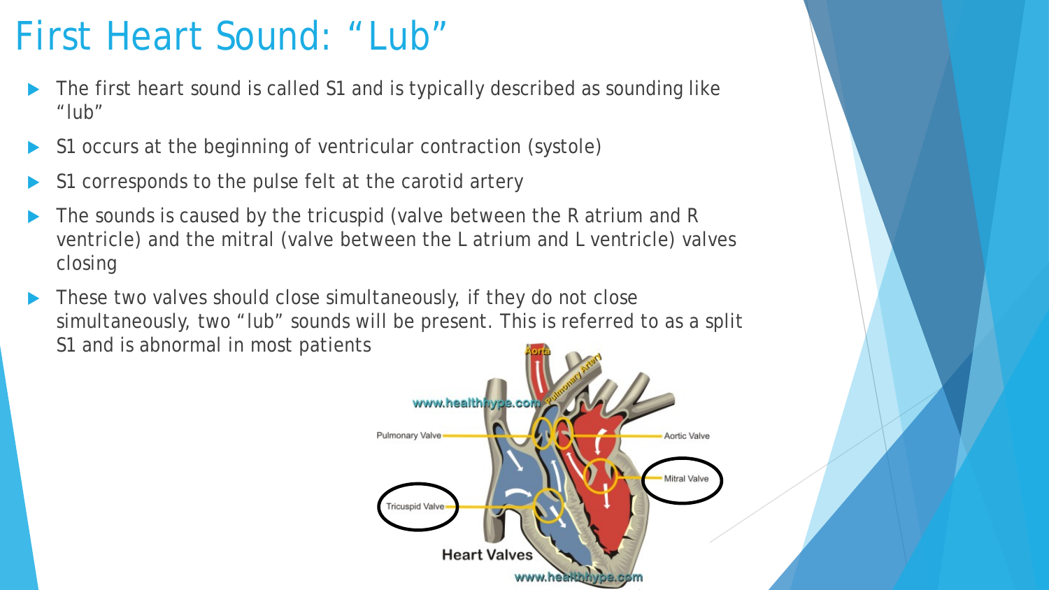# First Heart Sound: "Lub"

- The first heart sound is called S1 and is typically described as sounding like "lub"
- S1 occurs at the beginning of ventricular contraction (systole)
- S1 corresponds to the pulse felt at the carotid artery
- The sounds is caused by the tricuspid (valve between the R atrium and R ventricle) and the mitral (valve between the L atrium and L ventricle) valves closing
- These two valves should close simultaneously, if they do not close simultaneously, two "lub" sounds will be present. This is referred to as a split S1 and is abnormal in most patients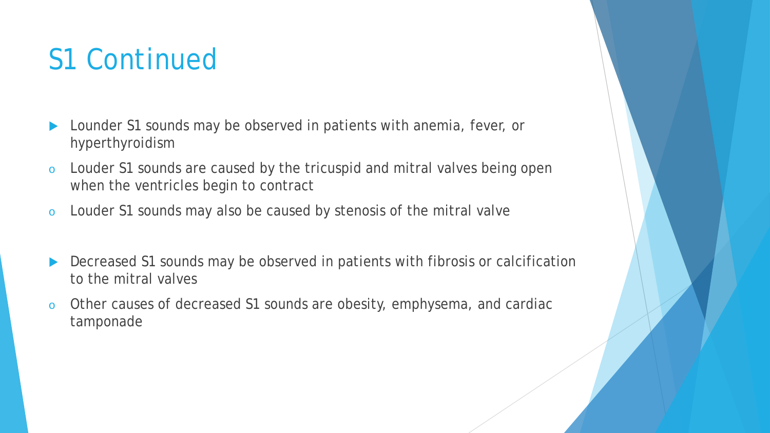# S1 Continued

- Lounder S1 sounds may be observed in patients with anemia, fever, or hyperthyroidism
  - Louder S1 sounds are caused by the tricuspid and mitral valves being open when the ventricles begin to contract
  - Louder S1 sounds may also be caused by stenosis of the mitral valve

- Decreased S1 sounds may be observed in patients with fibrosis or calcification to the mitral valves
  - Other causes of decreased S1 sounds are obesity, emphysema, and cardiac tamponade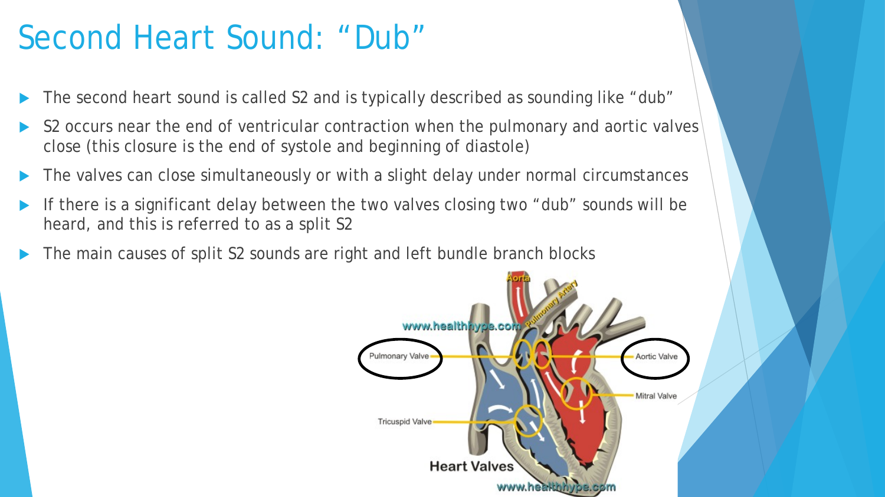# Second Heart Sound: "Dub"

- The second heart sound is called S2 and is typically described as sounding like "dub"
- S2 occurs near the end of ventricular contraction when the pulmonary and aortic valves close (this closure is the end of systole and beginning of diastole)
- The valves can close simultaneously or with a slight delay under normal circumstances
- If there is a significant delay between the two valves closing two "dub" sounds will be heard, and this is referred to as a split S2
- The main causes of split S2 sounds are right and left bundle branch blocks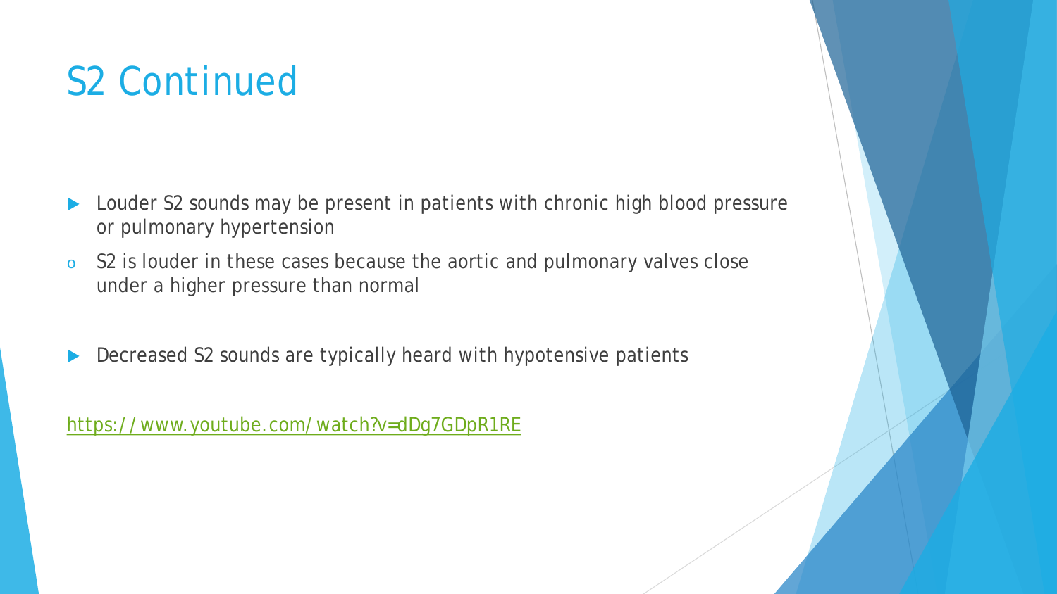# S2 Continued

- Louder S2 sounds may be present in patients with chronic high blood pressure or pulmonary hypertension
  - S2 is louder in these cases because the aortic and pulmonary valves close under a higher pressure than normal
- Decreased S2 sounds are typically heard with hypotensive patients

https://www.youtube.com/watch?v=dDg7GDpR1RE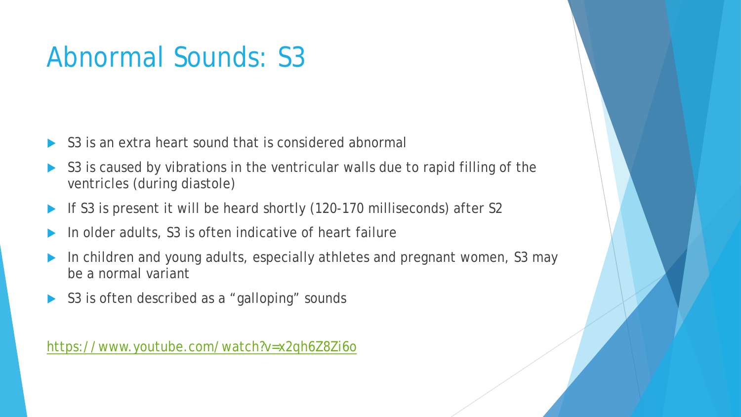# Abnormal Sounds: S3

- S3 is an extra heart sound that is considered abnormal
- S3 is caused by vibrations in the ventricular walls due to rapid filling of the ventricles (during diastole)
- If S3 is present it will be heard shortly (120-170 milliseconds) after S2
- In older adults, S3 is often indicative of heart failure
- In children and young adults, especially athletes and pregnant women, S3 may be a normal variant
- S3 is often described as a "galloping" sounds

https://www.youtube.com/watch?v=x2qh6Z8Zi6o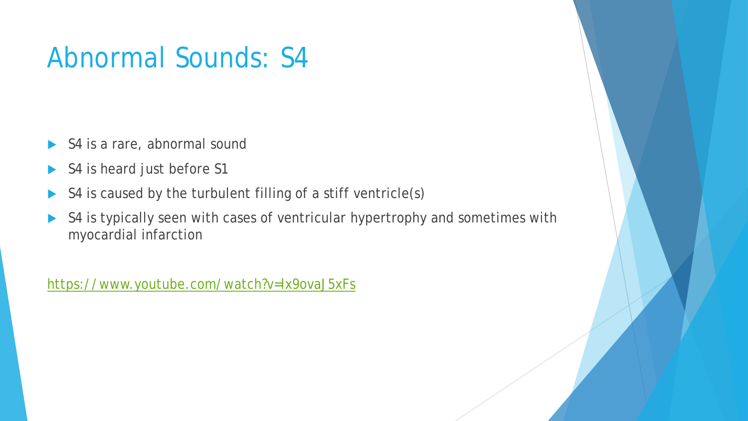# Abnormal Sounds: S4

- S4 is a rare, abnormal sound
- S4 is heard just before S1
- S4 is caused by the turbulent filling of a stiff ventricle(s)
- S4 is typically seen with cases of ventricular hypertrophy and sometimes with myocardial infarction

https://www.youtube.com/watch?v=Ix9ovaJ5xFs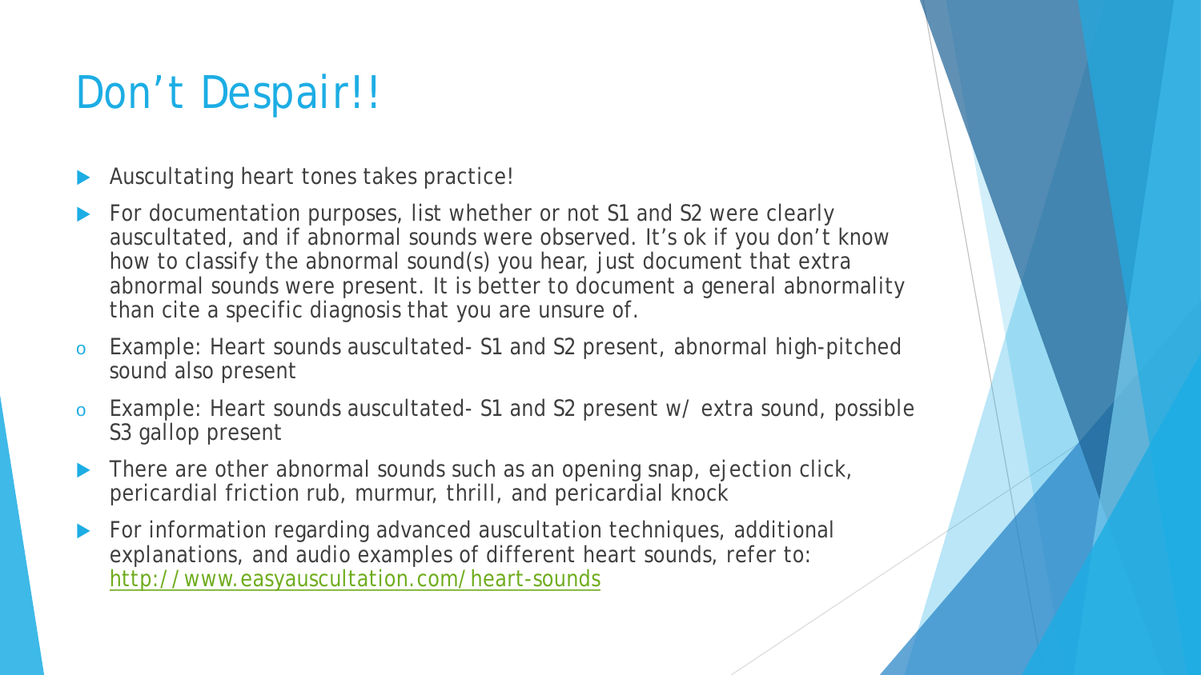# Don't Despair!!

- Auscultating heart tones takes practice!
- For documentation purposes, list whether or not S1 and S2 were clearly auscultated, and if abnormal sounds were observed. It's ok if you don't know how to classify the abnormal sound(s) you hear, just document that extra abnormal sounds were present. It is better to document a general abnormality than cite a specific diagnosis that you are unsure of.
  - Example: Heart sounds auscultated- S1 and S2 present, abnormal high-pitched sound also present
  - Example: Heart sounds auscultated- S1 and S2 present w/ extra sound, possible S3 gallop present
- There are other abnormal sounds such as an opening snap, ejection click, pericardial friction rub, murmur, thrill, and pericardial knock
- For information regarding advanced auscultation techniques, additional explanations, and audio examples of different heart sounds, refer to: http://www.easyauscultation.com/heart-sounds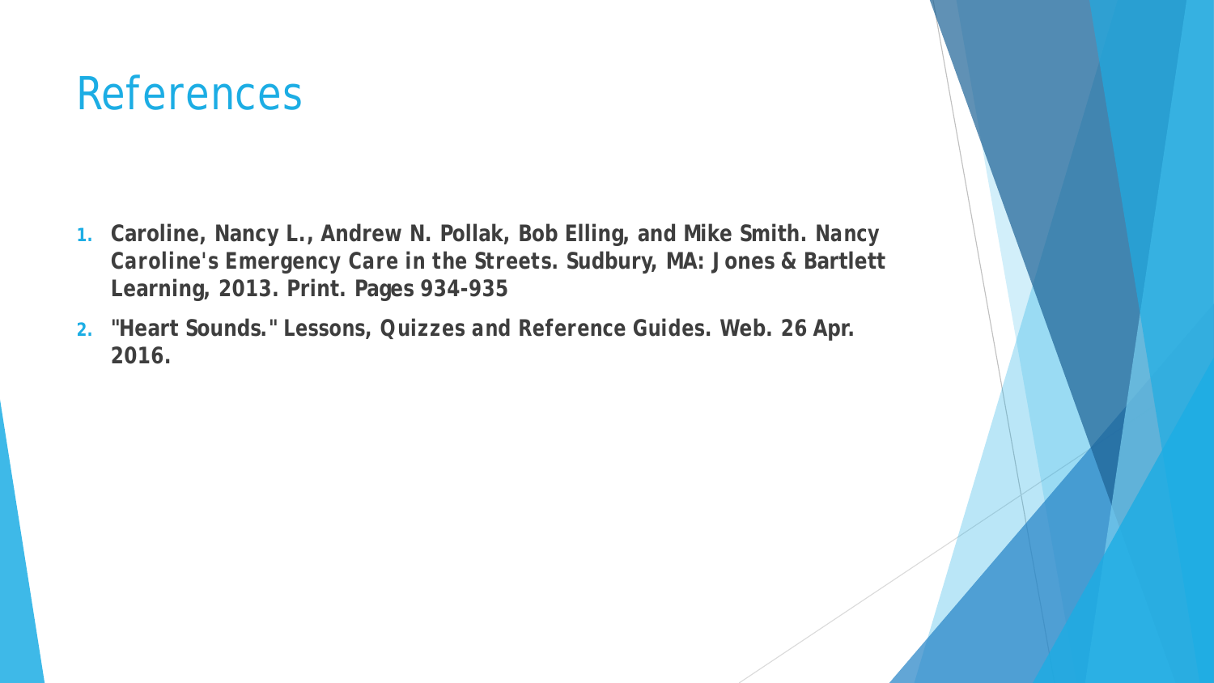# References

1. **Caroline, Nancy L., Andrew N. Pollak, Bob Elling, and Mike Smith. *Nancy Caroline's Emergency Care in the Streets*. Sudbury, MA: Jones & Bartlett Learning, 2013. Print. Pages 934-935**
2. **"Heart Sounds." *Lessons, Quizzes and Reference Guides*. Web. 26 Apr. 2016.**